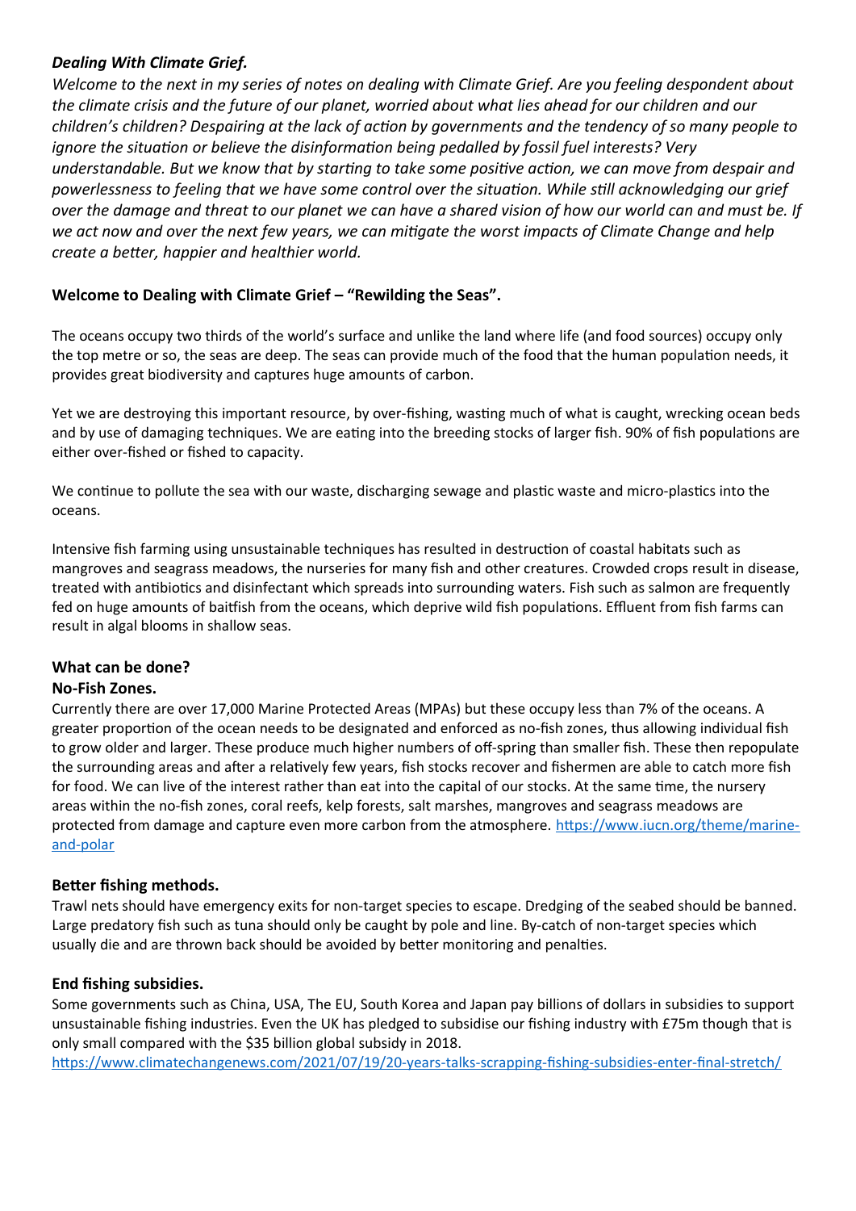### *Dealing With Climate Grief.*

*Welcome to the next in my series of notes on dealing with Climate Grief. Are you feeling despondent about the climate crisis and the future of our planet, worried about what lies ahead for our children and our children's children? Despairing at the lack of action by governments and the tendency of so many people to ignore the situation or believe the disinformation being pedalled by fossil fuel interests? Very understandable. But we know that by starting to take some positive action, we can move from despair and powerlessness to feeling that we have some control over the situation. While still acknowledging our grief over the damage and threat to our planet we can have a shared vision of how our world can and must be. If we act now and over the next few years, we can mitigate the worst impacts of Climate Change and help create a better, happier and healthier world.*

## Welcome to Dealing with Climate Grief – "Rewilding the Seas".

The oceans occupy two thirds of the world's surface and unlike the land where life (and food sources) occupy only the top metre or so, the seas are deep. The seas can provide much of the food that the human population needs, it provides great biodiversity and captures huge amounts of carbon.

Yet we are destroying this important resource, by over-fishing, wasting much of what is caught, wrecking ocean beds and by use of damaging techniques. We are eating into the breeding stocks of larger fish. 90% of fish populations are either over-fished or fished to capacity.

We continue to pollute the sea with our waste, discharging sewage and plastic waste and micro-plastics into the oceans.

Intensive fish farming using unsustainable techniques has resulted in destruction of coastal habitats such as mangroves and seagrass meadows, the nurseries for many fish and other creatures. Crowded crops result in disease, treated with antibiotics and disinfectant which spreads into surrounding waters. Fish such as salmon are frequently fed on huge amounts of baitfish from the oceans, which deprive wild fish populations. Effluent from fish farms can result in algal blooms in shallow seas.

### What can be done?

**No-Fish Zones.**

Currently there are over 17,000 Marine Protected Areas (MPAs) but these occupy less than 7% of the oceans. A greater proportion of the ocean needs to be designated and enforced as no-fish zones, thus allowing individual fish to grow older and larger. These produce much higher numbers of off-spring than smaller fish. These then repopulate the surrounding areas and after a relatively few years, fish stocks recover and fishermen are able to catch more fish for food. We can live of the interest rather than eat into the capital of our stocks. At the same time, the nursery areas within the no-fish zones, coral reefs, kelp forests, salt marshes, mangroves and seagrass meadows are protected from damage and capture even more carbon from the atmosphere. [https://www.iucn.org/theme/marine-and-polar](https://www.iucn.org/theme/marine-and-polar)

**Better fishing methods.**

Trawl nets should have emergency exits for non-target species to escape. Dredging of the seabed should be banned. Large predatory fish such as tuna should only be caught by pole and line. By-catch of non-target species which usually die and are thrown back should be avoided by better monitoring and penalties.

**End fishing subsidies.**

Some governments such as China, USA, The EU, South Korea and Japan pay billions of dollars in subsidies to support unsustainable fishing industries. Even the UK has pledged to subsidise our fishing industry with £75m though that is only small compared with the $35 billion global subsidy in 2018.
[https://www.climatechangenews.com/2021/07/19/20-years-talks-scrapping-fishing-subsidies-enter-final-stretch/](https://www.climatechangenews.com/2021/07/19/20-years-talks-scrapping-fishing-subsidies-enter-final-stretch/)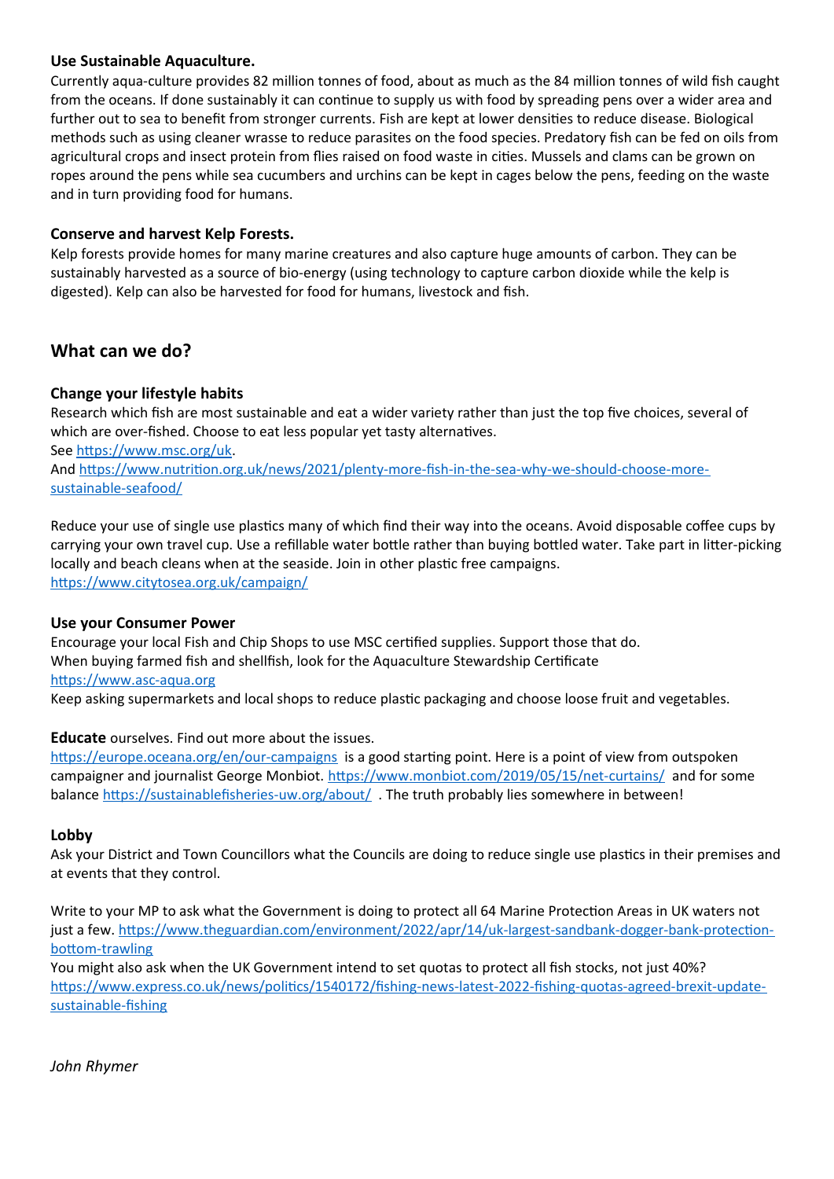### Use Sustainable Aquaculture.

Currently aqua-culture provides 82 million tonnes of food, about as much as the 84 million tonnes of wild fish caught from the oceans. If done sustainably it can continue to supply us with food by spreading pens over a wider area and further out to sea to benefit from stronger currents. Fish are kept at lower densities to reduce disease. Biological methods such as using cleaner wrasse to reduce parasites on the food species. Predatory fish can be fed on oils from agricultural crops and insect protein from flies raised on food waste in cities. Mussels and clams can be grown on ropes around the pens while sea cucumbers and urchins can be kept in cages below the pens, feeding on the waste and in turn providing food for humans.

### Conserve and harvest Kelp Forests.

Kelp forests provide homes for many marine creatures and also capture huge amounts of carbon. They can be sustainably harvested as a source of bio-energy (using technology to capture carbon dioxide while the kelp is digested). Kelp can also be harvested for food for humans, livestock and fish.

## What can we do?

### Change your lifestyle habits

Research which fish are most sustainable and eat a wider variety rather than just the top five choices, several of which are over-fished. Choose to eat less popular yet tasty alternatives.
See https://www.msc.org/uk.
And https://www.nutrition.org.uk/news/2021/plenty-more-fish-in-the-sea-why-we-should-choose-more-sustainable-seafood/

Reduce your use of single use plastics many of which find their way into the oceans. Avoid disposable coffee cups by carrying your own travel cup. Use a refillable water bottle rather than buying bottled water. Take part in litter-picking locally and beach cleans when at the seaside. Join in other plastic free campaigns.
https://www.citytosea.org.uk/campaign/

### Use your Consumer Power

Encourage your local Fish and Chip Shops to use MSC certified supplies. Support those that do.
When buying farmed fish and shellfish, look for the Aquaculture Stewardship Certificate
https://www.asc-aqua.org
Keep asking supermarkets and local shops to reduce plastic packaging and choose loose fruit and vegetables.

**Educate** ourselves. Find out more about the issues.
https://europe.oceana.org/en/our-campaigns is a good starting point. Here is a point of view from outspoken campaigner and journalist George Monbiot. https://www.monbiot.com/2019/05/15/net-curtains/ and for some balance https://sustainablefisheries-uw.org/about/ . The truth probably lies somewhere in between!

### Lobby

Ask your District and Town Councillors what the Councils are doing to reduce single use plastics in their premises and at events that they control.

Write to your MP to ask what the Government is doing to protect all 64 Marine Protection Areas in UK waters not just a few. https://www.theguardian.com/environment/2022/apr/14/uk-largest-sandbank-dogger-bank-protection-bottom-trawling
You might also ask when the UK Government intend to set quotas to protect all fish stocks, not just 40%?
https://www.express.co.uk/news/politics/1540172/fishing-news-latest-2022-fishing-quotas-agreed-brexit-update-sustainable-fishing

*John Rhymer*